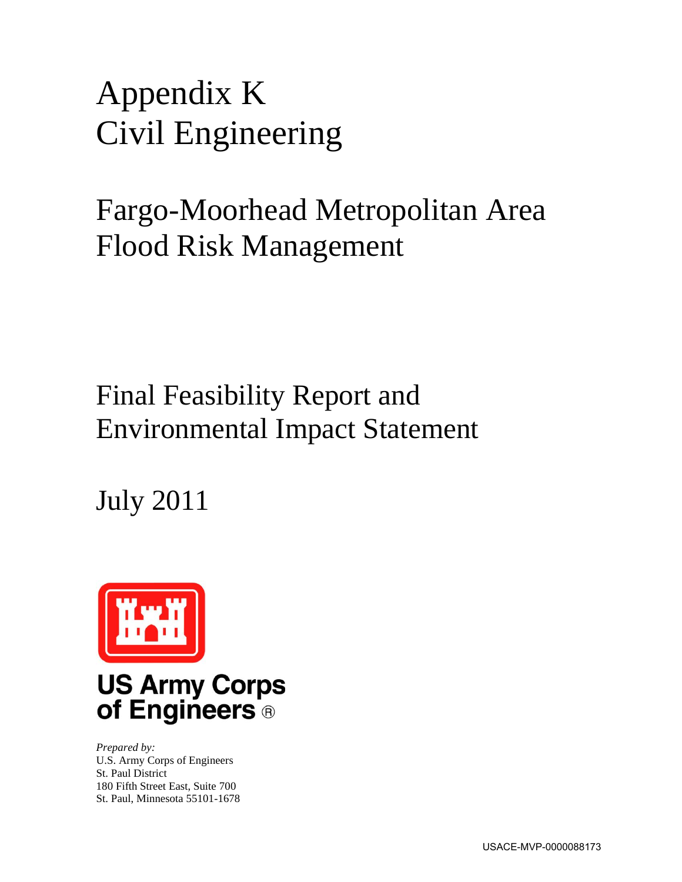# Appendix K
# Civil Engineering

# Fargo-Moorhead Metropolitan Area Flood Risk Management

## Final Feasibility Report and Environmental Impact Statement

## July 2011

**US Army Corps of Engineers**®

*Prepared by:*
U.S. Army Corps of Engineers
St. Paul District
180 Fifth Street East, Suite 700
St. Paul, Minnesota 55101-1678

USACE-MVP-0000088173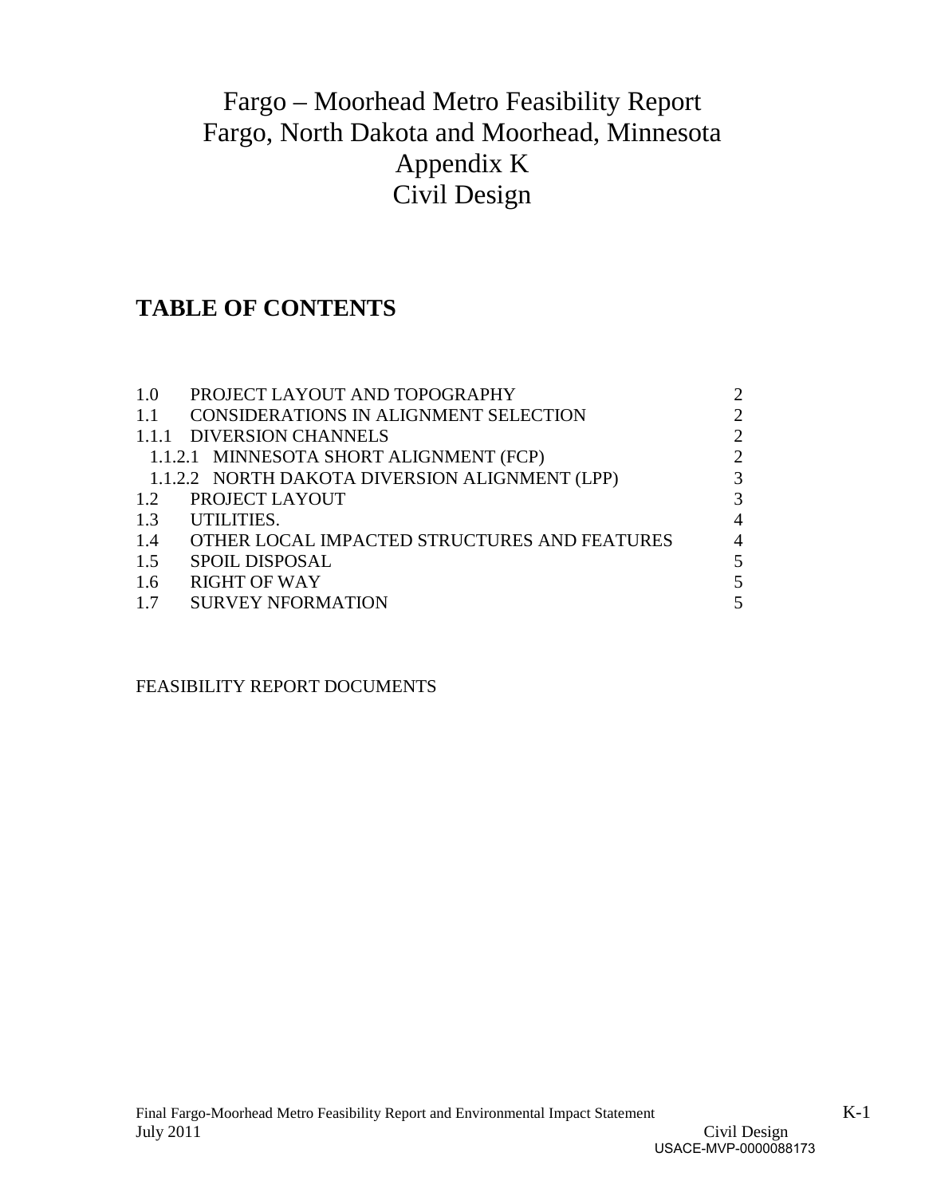# Fargo – Moorhead Metro Feasibility Report
# Fargo, North Dakota and Moorhead, Minnesota
# Appendix K
# Civil Design

## TABLE OF CONTENTS

| | | |
|---|---|---|
| 1.0 | PROJECT LAYOUT AND TOPOGRAPHY | 2 |
| 1.1 | CONSIDERATIONS IN ALIGNMENT SELECTION | 2 |
| 1.1.1 | DIVERSION CHANNELS | 2 |
| 1.1.2.1 | MINNESOTA SHORT ALIGNMENT (FCP) | 2 |
| 1.1.2.2 | NORTH DAKOTA DIVERSION ALIGNMENT (LPP) | 3 |
| 1.2 | PROJECT LAYOUT | 3 |
| 1.3 | UTILITIES. | 4 |
| 1.4 | OTHER LOCAL IMPACTED STRUCTURES AND FEATURES | 4 |
| 1.5 | SPOIL DISPOSAL | 5 |
| 1.6 | RIGHT OF WAY | 5 |
| 1.7 | SURVEY NFORMATION | 5 |

FEASIBILITY REPORT DOCUMENTS

USACE-MVP-0000088173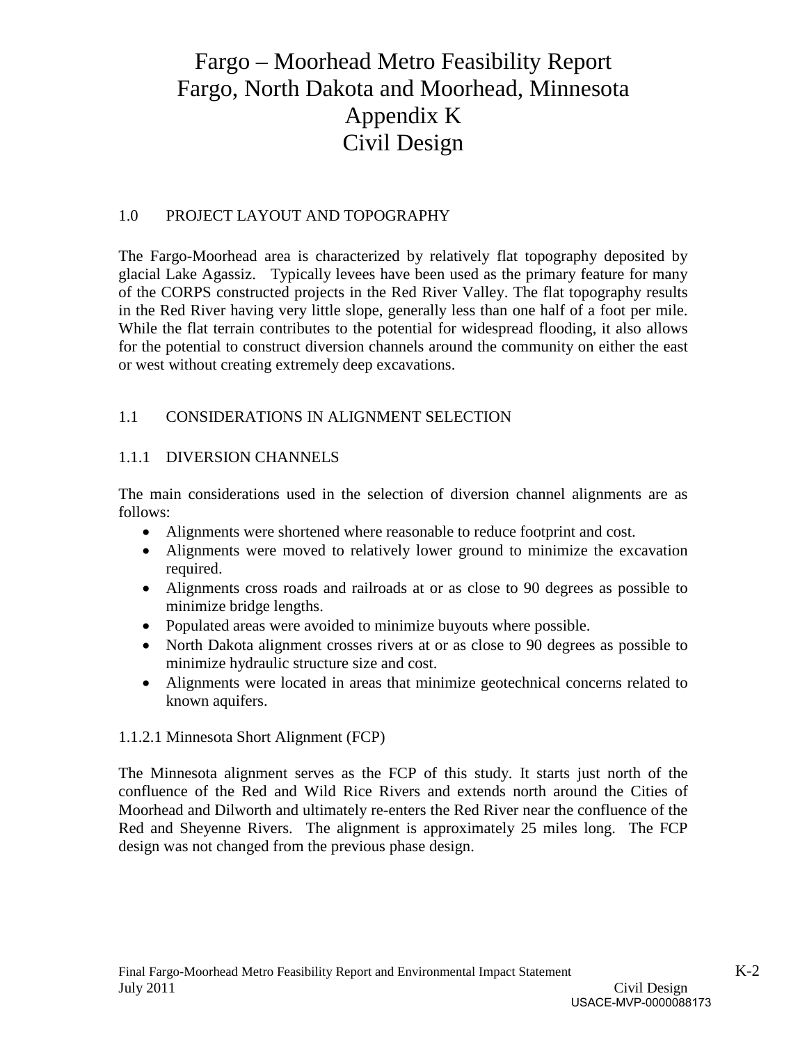# Fargo – Moorhead Metro Feasibility Report
# Fargo, North Dakota and Moorhead, Minnesota
# Appendix K
# Civil Design

## 1.0 PROJECT LAYOUT AND TOPOGRAPHY

The Fargo-Moorhead area is characterized by relatively flat topography deposited by glacial Lake Agassiz. Typically levees have been used as the primary feature for many of the CORPS constructed projects in the Red River Valley. The flat topography results in the Red River having very little slope, generally less than one half of a foot per mile. While the flat terrain contributes to the potential for widespread flooding, it also allows for the potential to construct diversion channels around the community on either the east or west without creating extremely deep excavations.

## 1.1 CONSIDERATIONS IN ALIGNMENT SELECTION

### 1.1.1 DIVERSION CHANNELS

The main considerations used in the selection of diversion channel alignments are as follows:

- Alignments were shortened where reasonable to reduce footprint and cost.
- Alignments were moved to relatively lower ground to minimize the excavation required.
- Alignments cross roads and railroads at or as close to 90 degrees as possible to minimize bridge lengths.
- Populated areas were avoided to minimize buyouts where possible.
- North Dakota alignment crosses rivers at or as close to 90 degrees as possible to minimize hydraulic structure size and cost.
- Alignments were located in areas that minimize geotechnical concerns related to known aquifers.

#### 1.1.2.1 Minnesota Short Alignment (FCP)

The Minnesota alignment serves as the FCP of this study. It starts just north of the confluence of the Red and Wild Rice Rivers and extends north around the Cities of Moorhead and Dilworth and ultimately re-enters the Red River near the confluence of the Red and Sheyenne Rivers. The alignment is approximately 25 miles long. The FCP design was not changed from the previous phase design.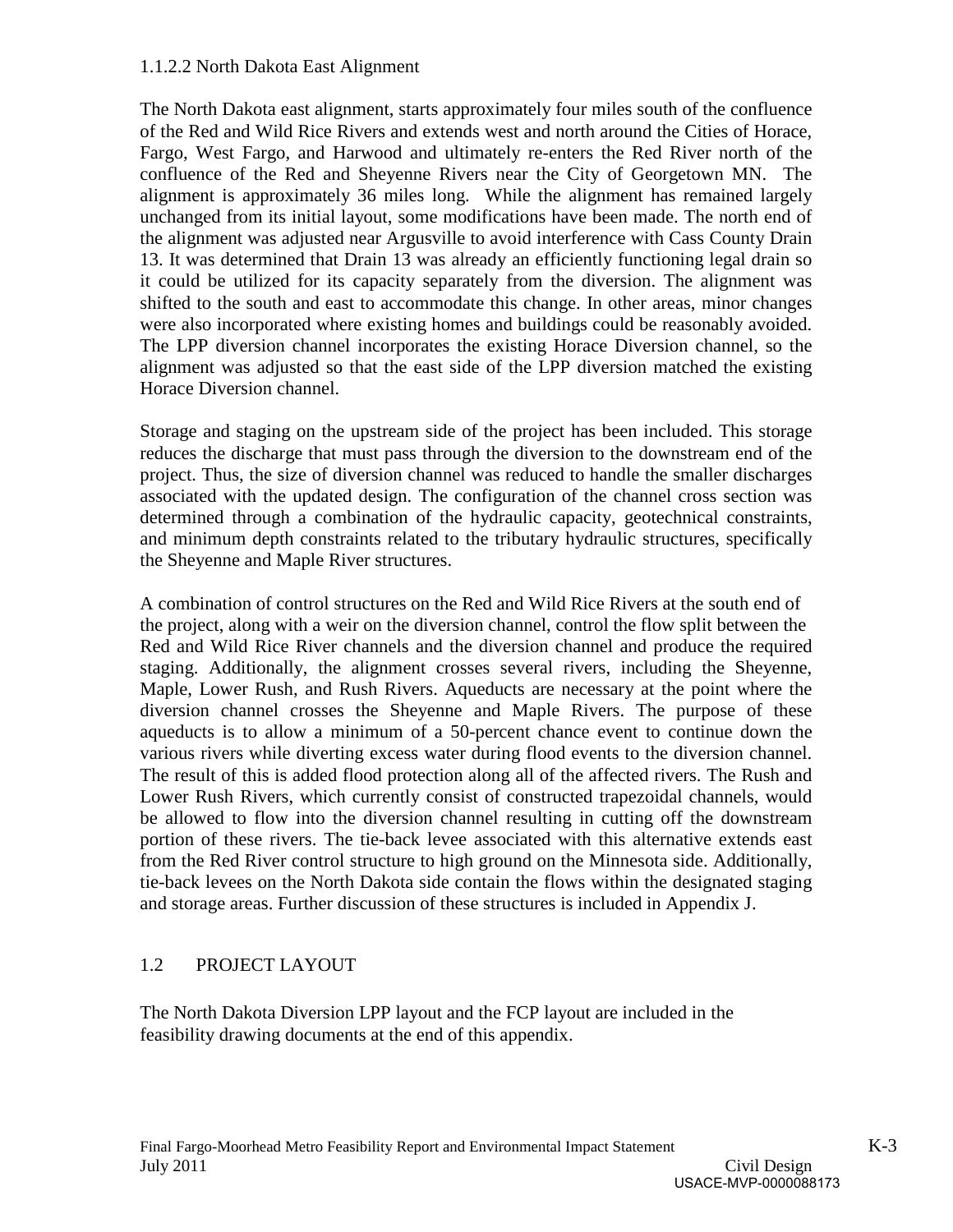#### 1.1.2.2 North Dakota East Alignment

The North Dakota east alignment, starts approximately four miles south of the confluence of the Red and Wild Rice Rivers and extends west and north around the Cities of Horace, Fargo, West Fargo, and Harwood and ultimately re-enters the Red River north of the confluence of the Red and Sheyenne Rivers near the City of Georgetown MN. The alignment is approximately 36 miles long. While the alignment has remained largely unchanged from its initial layout, some modifications have been made. The north end of the alignment was adjusted near Argusville to avoid interference with Cass County Drain 13. It was determined that Drain 13 was already an efficiently functioning legal drain so it could be utilized for its capacity separately from the diversion. The alignment was shifted to the south and east to accommodate this change. In other areas, minor changes were also incorporated where existing homes and buildings could be reasonably avoided. The LPP diversion channel incorporates the existing Horace Diversion channel, so the alignment was adjusted so that the east side of the LPP diversion matched the existing Horace Diversion channel.

Storage and staging on the upstream side of the project has been included. This storage reduces the discharge that must pass through the diversion to the downstream end of the project. Thus, the size of diversion channel was reduced to handle the smaller discharges associated with the updated design. The configuration of the channel cross section was determined through a combination of the hydraulic capacity, geotechnical constraints, and minimum depth constraints related to the tributary hydraulic structures, specifically the Sheyenne and Maple River structures.

A combination of control structures on the Red and Wild Rice Rivers at the south end of the project, along with a weir on the diversion channel, control the flow split between the Red and Wild Rice River channels and the diversion channel and produce the required staging. Additionally, the alignment crosses several rivers, including the Sheyenne, Maple, Lower Rush, and Rush Rivers. Aqueducts are necessary at the point where the diversion channel crosses the Sheyenne and Maple Rivers. The purpose of these aqueducts is to allow a minimum of a 50-percent chance event to continue down the various rivers while diverting excess water during flood events to the diversion channel. The result of this is added flood protection along all of the affected rivers. The Rush and Lower Rush Rivers, which currently consist of constructed trapezoidal channels, would be allowed to flow into the diversion channel resulting in cutting off the downstream portion of these rivers. The tie-back levee associated with this alternative extends east from the Red River control structure to high ground on the Minnesota side. Additionally, tie-back levees on the North Dakota side contain the flows within the designated staging and storage areas. Further discussion of these structures is included in Appendix J.

## 1.2 PROJECT LAYOUT

The North Dakota Diversion LPP layout and the FCP layout are included in the feasibility drawing documents at the end of this appendix.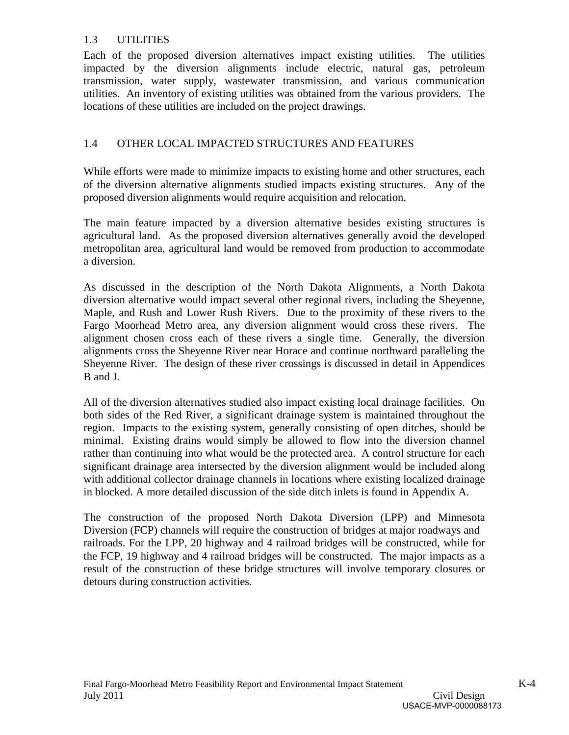## 1.3 UTILITIES

Each of the proposed diversion alternatives impact existing utilities. The utilities impacted by the diversion alignments include electric, natural gas, petroleum transmission, water supply, wastewater transmission, and various communication utilities. An inventory of existing utilities was obtained from the various providers. The locations of these utilities are included on the project drawings.

## 1.4 OTHER LOCAL IMPACTED STRUCTURES AND FEATURES

While efforts were made to minimize impacts to existing home and other structures, each of the diversion alternative alignments studied impacts existing structures. Any of the proposed diversion alignments would require acquisition and relocation.

The main feature impacted by a diversion alternative besides existing structures is agricultural land. As the proposed diversion alternatives generally avoid the developed metropolitan area, agricultural land would be removed from production to accommodate a diversion.

As discussed in the description of the North Dakota Alignments, a North Dakota diversion alternative would impact several other regional rivers, including the Sheyenne, Maple, and Rush and Lower Rush Rivers. Due to the proximity of these rivers to the Fargo Moorhead Metro area, any diversion alignment would cross these rivers. The alignment chosen cross each of these rivers a single time. Generally, the diversion alignments cross the Sheyenne River near Horace and continue northward paralleling the Sheyenne River. The design of these river crossings is discussed in detail in Appendices B and J.

All of the diversion alternatives studied also impact existing local drainage facilities. On both sides of the Red River, a significant drainage system is maintained throughout the region. Impacts to the existing system, generally consisting of open ditches, should be minimal. Existing drains would simply be allowed to flow into the diversion channel rather than continuing into what would be the protected area. A control structure for each significant drainage area intersected by the diversion alignment would be included along with additional collector drainage channels in locations where existing localized drainage in blocked. A more detailed discussion of the side ditch inlets is found in Appendix A.

The construction of the proposed North Dakota Diversion (LPP) and Minnesota Diversion (FCP) channels will require the construction of bridges at major roadways and railroads. For the LPP, 20 highway and 4 railroad bridges will be constructed, while for the FCP, 19 highway and 4 railroad bridges will be constructed. The major impacts as a result of the construction of these bridge structures will involve temporary closures or detours during construction activities.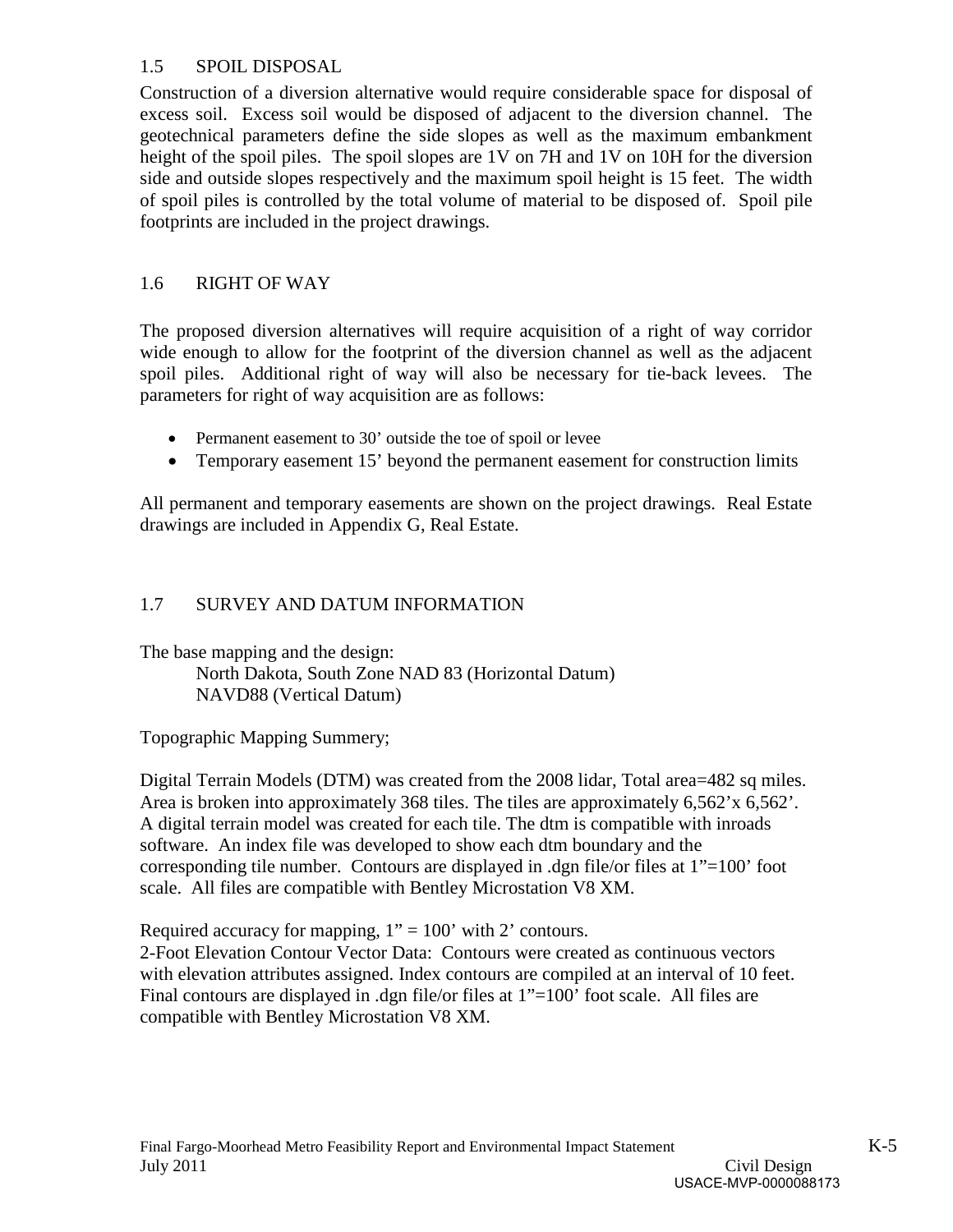## 1.5 SPOIL DISPOSAL

Construction of a diversion alternative would require considerable space for disposal of excess soil. Excess soil would be disposed of adjacent to the diversion channel. The geotechnical parameters define the side slopes as well as the maximum embankment height of the spoil piles. The spoil slopes are 1V on 7H and 1V on 10H for the diversion side and outside slopes respectively and the maximum spoil height is 15 feet. The width of spoil piles is controlled by the total volume of material to be disposed of. Spoil pile footprints are included in the project drawings.

## 1.6 RIGHT OF WAY

The proposed diversion alternatives will require acquisition of a right of way corridor wide enough to allow for the footprint of the diversion channel as well as the adjacent spoil piles. Additional right of way will also be necessary for tie-back levees. The parameters for right of way acquisition are as follows:

- Permanent easement to 30' outside the toe of spoil or levee
- Temporary easement 15' beyond the permanent easement for construction limits

All permanent and temporary easements are shown on the project drawings. Real Estate drawings are included in Appendix G, Real Estate.

## 1.7 SURVEY AND DATUM INFORMATION

The base mapping and the design:
North Dakota, South Zone NAD 83 (Horizontal Datum)
NAVD88 (Vertical Datum)

Topographic Mapping Summery;

Digital Terrain Models (DTM) was created from the 2008 lidar, Total area=482 sq miles. Area is broken into approximately 368 tiles. The tiles are approximately 6,562'x 6,562'. A digital terrain model was created for each tile. The dtm is compatible with inroads software. An index file was developed to show each dtm boundary and the corresponding tile number. Contours are displayed in .dgn file/or files at 1"=100' foot scale. All files are compatible with Bentley Microstation V8 XM.

Required accuracy for mapping, 1" = 100' with 2' contours.
2-Foot Elevation Contour Vector Data: Contours were created as continuous vectors with elevation attributes assigned. Index contours are compiled at an interval of 10 feet. Final contours are displayed in .dgn file/or files at 1"=100' foot scale. All files are compatible with Bentley Microstation V8 XM.